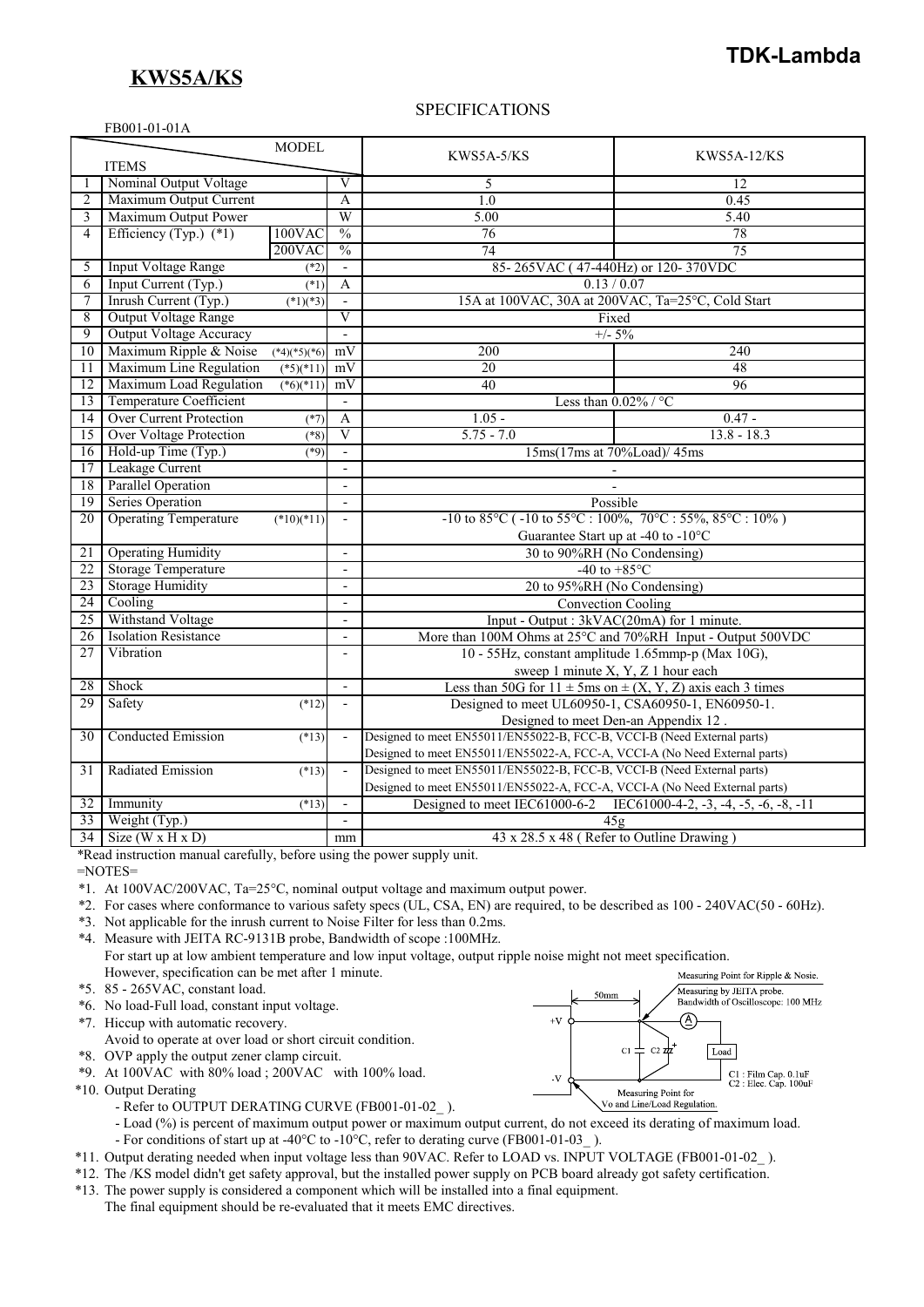**TDK-Lambda**

## KWS5A/KS

SPECIFICATIONS

FB001-01-01A

| | ITEMS | MODEL | | KWS5A-5/KS | KWS5A-12/KS |
|---|---|---|---|---|---|
| 1 | Nominal Output Voltage | | V | 5 | 12 |
| 2 | Maximum Output Current | | A | 1.0 | 0.45 |
| 3 | Maximum Output Power | | W | 5.00 | 5.40 |
| 4 | Efficiency (Typ.) (*1) | 100VAC | % | 76 | 78 |
| | | 200VAC | % | 74 | 75 |
| 5 | Input Voltage Range | (*2) | - | 85- 265VAC ( 47-440Hz) or 120- 370VDC | |
| 6 | Input Current (Typ.) | (*1) | A | 0.13 / 0.07 | |
| 7 | Inrush Current (Typ.) | (*1)(*3) | - | 15A at 100VAC, 30A at 200VAC, Ta=25°C, Cold Start | |
| 8 | Output Voltage Range | | V | Fixed | |
| 9 | Output Voltage Accuracy | | - | +/- 5% | |
| 10 | Maximum Ripple & Noise | (*4)(*5)(*6) | mV | 200 | 240 |
| 11 | Maximum Line Regulation | (*5)(*11) | mV | 20 | 48 |
| 12 | Maximum Load Regulation | (*6)(*11) | mV | 40 | 96 |
| 13 | Temperature Coefficient | | - | Less than 0.02% / °C | |
| 14 | Over Current Protection | (*7) | A | 1.05 - | 0.47 - |
| 15 | Over Voltage Protection | (*8) | V | 5.75 - 7.0 | 13.8 - 18.3 |
| 16 | Hold-up Time (Typ.) | (*9) | - | 15ms(17ms at 70%Load)/ 45ms | |
| 17 | Leakage Current | | - | - | |
| 18 | Parallel Operation | | - | - | |
| 19 | Series Operation | | - | Possible | |
| 20 | Operating Temperature | (*10)(*11) | - | -10 to 85°C ( -10 to 55°C : 100%, 70°C : 55%, 85°C : 10% )<br>Guarantee Start up at -40 to -10°C | |
| 21 | Operating Humidity | | - | 30 to 90%RH (No Condensing) | |
| 22 | Storage Temperature | | - | -40 to +85°C | |
| 23 | Storage Humidity | | - | 20 to 95%RH (No Condensing) | |
| 24 | Cooling | | - | Convection Cooling | |
| 25 | Withstand Voltage | | - | Input - Output : 3kVAC(20mA) for 1 minute. | |
| 26 | Isolation Resistance | | - | More than 100M Ohms at 25°C and 70%RH Input - Output 500VDC | |
| 27 | Vibration | | - | 10 - 55Hz, constant amplitude 1.65mmp-p (Max 10G),<br>sweep 1 minute X, Y, Z 1 hour each | |
| 28 | Shock | | - | Less than 50G for 11 ± 5ms on ± (X, Y, Z) axis each 3 times | |
| 29 | Safety | (*12) | - | Designed to meet UL60950-1, CSA60950-1, EN60950-1.<br>Designed to meet Den-an Appendix 12 . | |
| 30 | Conducted Emission | (*13) | - | Designed to meet EN55011/EN55022-B, FCC-B, VCCI-B (Need External parts)<br>Designed to meet EN55011/EN55022-A, FCC-A, VCCI-A (No Need External parts) | |
| 31 | Radiated Emission | (*13) | - | Designed to meet EN55011/EN55022-B, FCC-B, VCCI-B (Need External parts)<br>Designed to meet EN55011/EN55022-A, FCC-A, VCCI-A (No Need External parts) | |
| 32 | Immunity | (*13) | - | Designed to meet IEC61000-6-2 IEC61000-4-2, -3, -4, -5, -6, -8, -11 | |
| 33 | Weight (Typ.) | | - | 45g | |
| 34 | Size (W x H x D) | | mm | 43 x 28.5 x 48 ( Refer to Outline Drawing ) | |

*Read instruction manual carefully, before using the power supply unit.

=NOTES=

*1. At 100VAC/200VAC, Ta=25°C, nominal output voltage and maximum output power.

*2. For cases where conformance to various safety specs (UL, CSA, EN) are required, to be described as 100 - 240VAC(50 - 60Hz).

*3. Not applicable for the inrush current to Noise Filter for less than 0.2ms.

*4. Measure with JEITA RC-9131B probe, Bandwidth of scope :100MHz.
For start up at low ambient temperature and low input voltage, output ripple noise might not meet specification.
However, specification can be met after 1 minute.

*5. 85 - 265VAC, constant load.

*6. No load-Full load, constant input voltage.

*7. Hiccup with automatic recovery.
Avoid to operate at over load or short circuit condition.

*8. OVP apply the output zener clamp circuit.

*9. At 100VAC with 80% load ; 200VAC with 100% load.

*10. Output Derating
- Refer to OUTPUT DERATING CURVE (FB001-01-02_ ).
- Load (%) is percent of maximum output power or maximum output current, do not exceed its derating of maximum load.
- For conditions of start up at -40°C to -10°C, refer to derating curve (FB001-01-03_ ).

*11. Output derating needed when input voltage less than 90VAC. Refer to LOAD vs. INPUT VOLTAGE (FB001-01-02_ ).

*12. The /KS model didn't get safety approval, but the installed power supply on PCB board already got safety certification.

*13. The power supply is considered a component which will be installed into a final equipment.
The final equipment should be re-evaluated that it meets EMC directives.

Measuring Point for Ripple & Nosie.
Measuring by JEITA probe.
Bandwidth of Oscilloscope: 100 MHz

50mm

+V

-V

C1 C2

Load

C1 : Film Cap. 0.1uF
C2 : Elec. Cap. 100uF

Measuring Point for
Vo and Line/Load Regulation.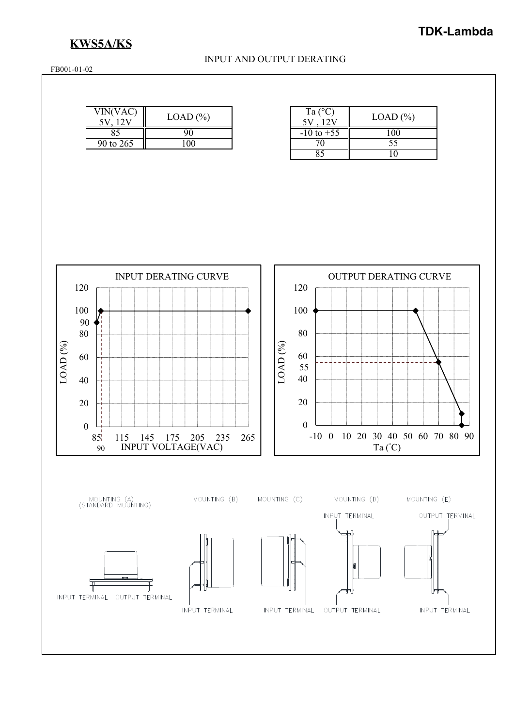## KWS5A/KS

INPUT AND OUTPUT DERATING

FB001-01-02

| VIN(VAC) 5V, 12V | LOAD (%) |
|---|---|
| 85 | 90 |
| 90 to 265 | 100 |

| Ta (°C) 5V , 12V | LOAD (%) |
|---|---|
| -10 to +55 | 100 |
| 70 | 55 |
| 85 | 10 |

INPUT DERATING CURVE

OUTPUT DERATING CURVE

MOUNTING (A) (STANDARD MOUNTING) — INPUT TERMINAL, OUTPUT TERMINAL

MOUNTING (B) — INPUT TERMINAL

MOUNTING (C) — INPUT TERMINAL

MOUNTING (D) — INPUT TERMINAL, OUTPUT TERMINAL

MOUNTING (E) — OUTPUT TERMINAL, INPUT TERMINAL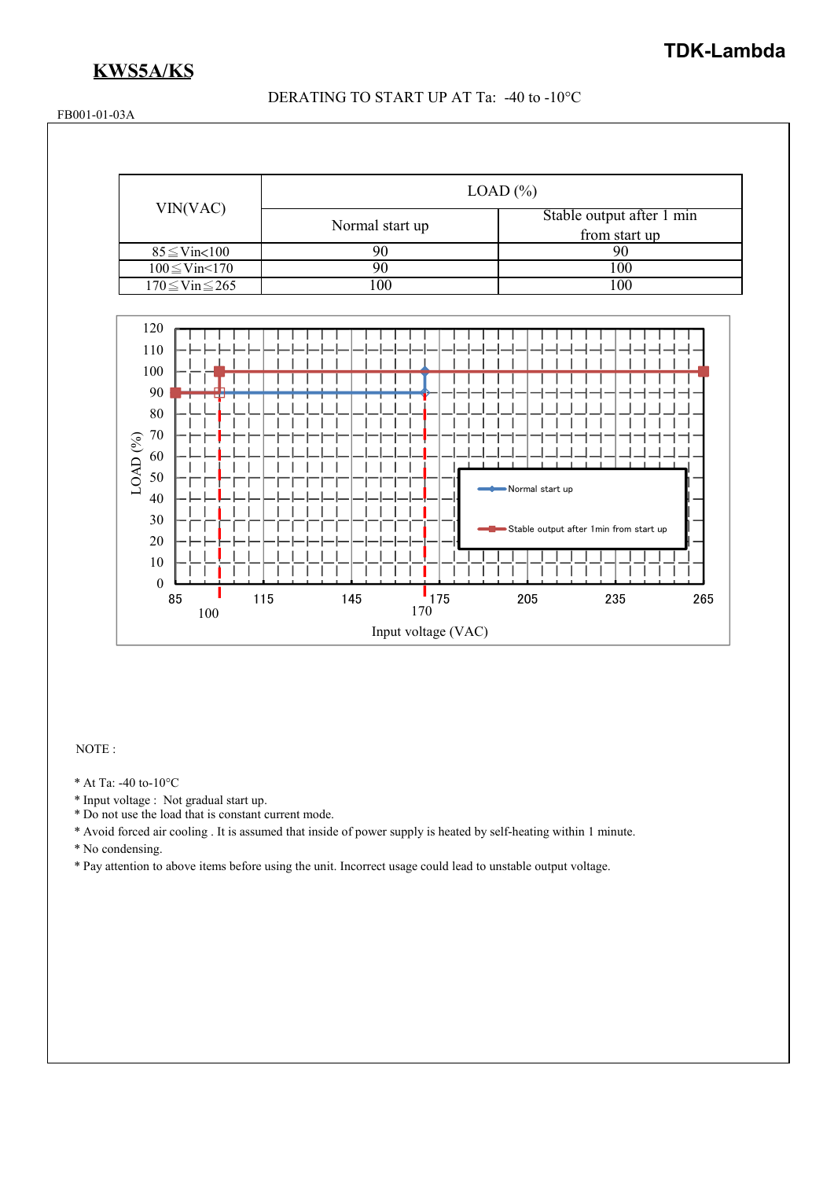# KWS5A/KS

TDK-Lambda

DERATING TO START UP AT Ta: -40 to -10°C

FB001-01-03A

| VIN(VAC) | LOAD (%) | |
|---|---|---|
| | Normal start up | Stable output after 1 min from start up |
| 85≦Vin<100 | 90 | 90 |
| 100≦Vin<170 | 90 | 100 |
| 170≦Vin≦265 | 100 | 100 |

120
110
100
90
80
70
60
50
40
30
20
10
0

LOAD (%)

85
100
115
145
170
175
205
235
265

Input voltage (VAC)

Normal start up

Stable output after 1min from start up

NOTE :

* At Ta: -40 to-10°C
* Input voltage : Not gradual start up.
* Do not use the load that is constant current mode.
* Avoid forced air cooling . It is assumed that inside of power supply is heated by self-heating within 1 minute.
* No condensing.
* Pay attention to above items before using the unit. Incorrect usage could lead to unstable output voltage.